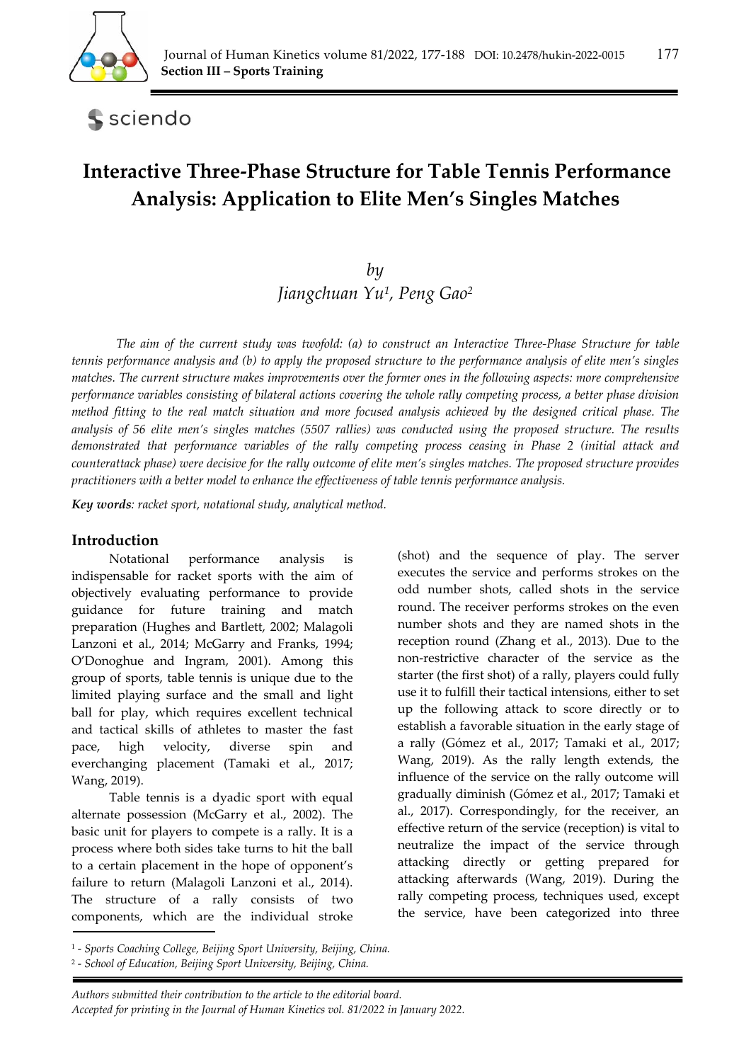# Interactive Three-Phase Structure for Table Tennis Performance Analysis: Application to Elite Men's Singles Matches

*by*

*Jiangchuan Yu[1], Peng Gao[2]*

*The aim of the current study was twofold: (a) to construct an Interactive Three-Phase Structure for table tennis performance analysis and (b) to apply the proposed structure to the performance analysis of elite men's singles matches. The current structure makes improvements over the former ones in the following aspects: more comprehensive performance variables consisting of bilateral actions covering the whole rally competing process, a better phase division method fitting to the real match situation and more focused analysis achieved by the designed critical phase. The analysis of 56 elite men's singles matches (5507 rallies) was conducted using the proposed structure. The results demonstrated that performance variables of the rally competing process ceasing in Phase 2 (initial attack and counterattack phase) were decisive for the rally outcome of elite men's singles matches. The proposed structure provides practitioners with a better model to enhance the effectiveness of table tennis performance analysis.*

***Key words**: racket sport, notational study, analytical method.*

## Introduction

Notational performance analysis is indispensable for racket sports with the aim of objectively evaluating performance to provide guidance for future training and match preparation (Hughes and Bartlett, 2002; Malagoli Lanzoni et al., 2014; McGarry and Franks, 1994; O'Donoghue and Ingram, 2001). Among this group of sports, table tennis is unique due to the limited playing surface and the small and light ball for play, which requires excellent technical and tactical skills of athletes to master the fast pace, high velocity, diverse spin and everchanging placement (Tamaki et al., 2017; Wang, 2019).

Table tennis is a dyadic sport with equal alternate possession (McGarry et al., 2002). The basic unit for players to compete is a rally. It is a process where both sides take turns to hit the ball to a certain placement in the hope of opponent's failure to return (Malagoli Lanzoni et al., 2014). The structure of a rally consists of two components, which are the individual stroke (shot) and the sequence of play. The server executes the service and performs strokes on the odd number shots, called shots in the service round. The receiver performs strokes on the even number shots and they are named shots in the reception round (Zhang et al., 2013). Due to the non-restrictive character of the service as the starter (the first shot) of a rally, players could fully use it to fulfill their tactical intensions, either to set up the following attack to score directly or to establish a favorable situation in the early stage of a rally (Gómez et al., 2017; Tamaki et al., 2017; Wang, 2019). As the rally length extends, the influence of the service on the rally outcome will gradually diminish (Gómez et al., 2017; Tamaki et al., 2017). Correspondingly, for the receiver, an effective return of the service (reception) is vital to neutralize the impact of the service through attacking directly or getting prepared for attacking afterwards (Wang, 2019). During the rally competing process, techniques used, except the service, have been categorized into three

[1] - *Sports Coaching College, Beijing Sport University, Beijing, China.*
[2] - *School of Education, Beijing Sport University, Beijing, China.*

*Authors submitted their contribution to the article to the editorial board.*
*Accepted for printing in the Journal of Human Kinetics vol. 81/2022 in January 2022.*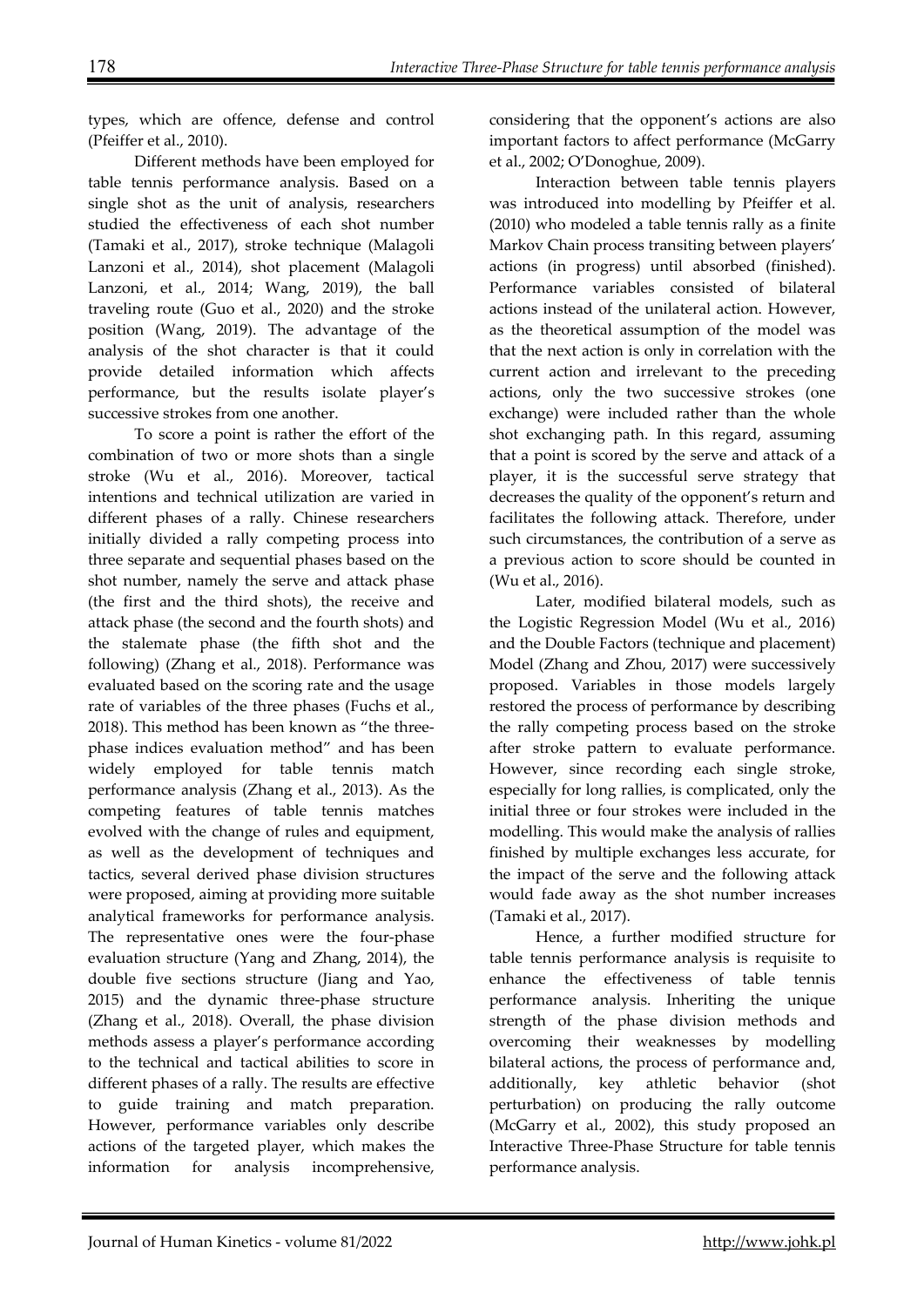types, which are offence, defense and control (Pfeiffer et al., 2010).

Different methods have been employed for table tennis performance analysis. Based on a single shot as the unit of analysis, researchers studied the effectiveness of each shot number (Tamaki et al., 2017), stroke technique (Malagoli Lanzoni et al., 2014), shot placement (Malagoli Lanzoni, et al., 2014; Wang, 2019), the ball traveling route (Guo et al., 2020) and the stroke position (Wang, 2019). The advantage of the analysis of the shot character is that it could provide detailed information which affects performance, but the results isolate player's successive strokes from one another.

To score a point is rather the effort of the combination of two or more shots than a single stroke (Wu et al., 2016). Moreover, tactical intentions and technical utilization are varied in different phases of a rally. Chinese researchers initially divided a rally competing process into three separate and sequential phases based on the shot number, namely the serve and attack phase (the first and the third shots), the receive and attack phase (the second and the fourth shots) and the stalemate phase (the fifth shot and the following) (Zhang et al., 2018). Performance was evaluated based on the scoring rate and the usage rate of variables of the three phases (Fuchs et al., 2018). This method has been known as "the three-phase indices evaluation method" and has been widely employed for table tennis match performance analysis (Zhang et al., 2013). As the competing features of table tennis matches evolved with the change of rules and equipment, as well as the development of techniques and tactics, several derived phase division structures were proposed, aiming at providing more suitable analytical frameworks for performance analysis. The representative ones were the four-phase evaluation structure (Yang and Zhang, 2014), the double five sections structure (Jiang and Yao, 2015) and the dynamic three-phase structure (Zhang et al., 2018). Overall, the phase division methods assess a player's performance according to the technical and tactical abilities to score in different phases of a rally. The results are effective to guide training and match preparation. However, performance variables only describe actions of the targeted player, which makes the information for analysis incomprehensive, considering that the opponent's actions are also important factors to affect performance (McGarry et al., 2002; O'Donoghue, 2009).

Interaction between table tennis players was introduced into modelling by Pfeiffer et al. (2010) who modeled a table tennis rally as a finite Markov Chain process transiting between players' actions (in progress) until absorbed (finished). Performance variables consisted of bilateral actions instead of the unilateral action. However, as the theoretical assumption of the model was that the next action is only in correlation with the current action and irrelevant to the preceding actions, only the two successive strokes (one exchange) were included rather than the whole shot exchanging path. In this regard, assuming that a point is scored by the serve and attack of a player, it is the successful serve strategy that decreases the quality of the opponent's return and facilitates the following attack. Therefore, under such circumstances, the contribution of a serve as a previous action to score should be counted in (Wu et al., 2016).

Later, modified bilateral models, such as the Logistic Regression Model (Wu et al., 2016) and the Double Factors (technique and placement) Model (Zhang and Zhou, 2017) were successively proposed. Variables in those models largely restored the process of performance by describing the rally competing process based on the stroke after stroke pattern to evaluate performance. However, since recording each single stroke, especially for long rallies, is complicated, only the initial three or four strokes were included in the modelling. This would make the analysis of rallies finished by multiple exchanges less accurate, for the impact of the serve and the following attack would fade away as the shot number increases (Tamaki et al., 2017).

Hence, a further modified structure for table tennis performance analysis is requisite to enhance the effectiveness of table tennis performance analysis. Inheriting the unique strength of the phase division methods and overcoming their weaknesses by modelling bilateral actions, the process of performance and, additionally, key athletic behavior (shot perturbation) on producing the rally outcome (McGarry et al., 2002), this study proposed an Interactive Three-Phase Structure for table tennis performance analysis.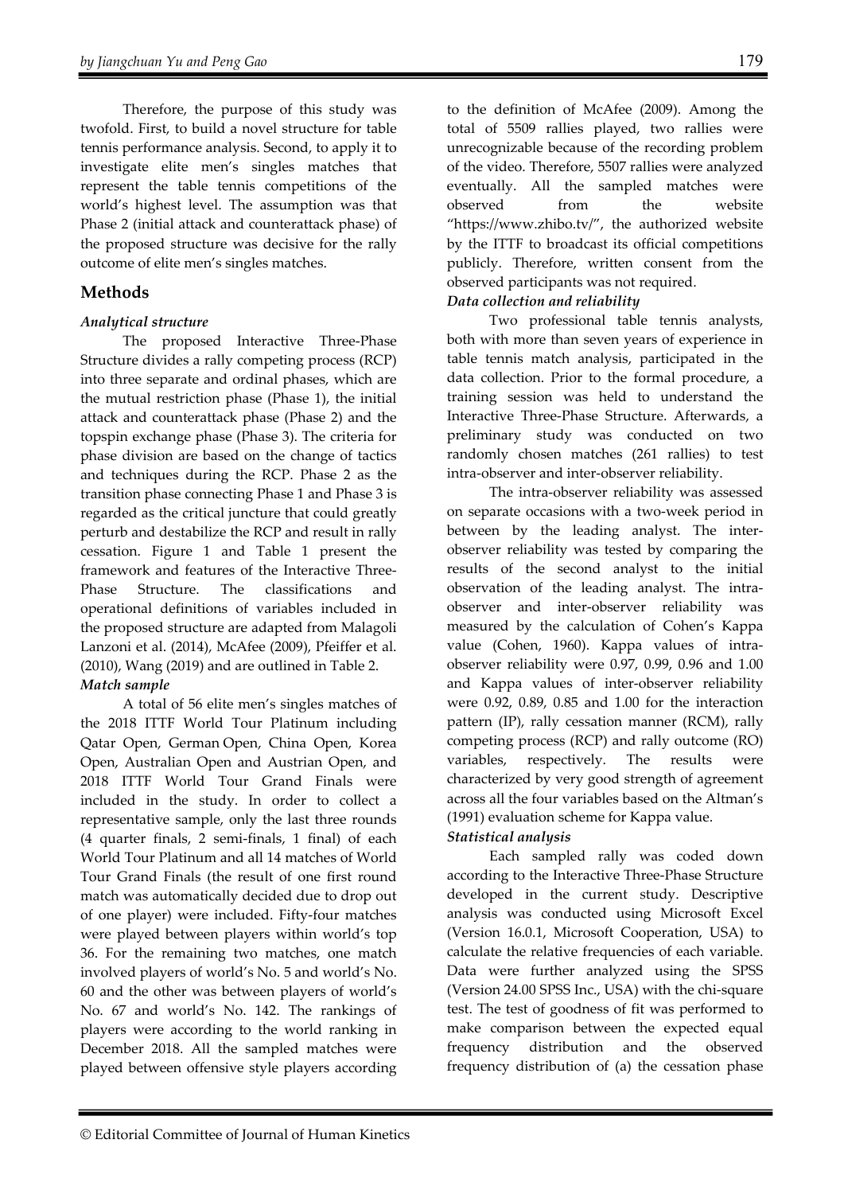Therefore, the purpose of this study was twofold. First, to build a novel structure for table tennis performance analysis. Second, to apply it to investigate elite men's singles matches that represent the table tennis competitions of the world's highest level. The assumption was that Phase 2 (initial attack and counterattack phase) of the proposed structure was decisive for the rally outcome of elite men's singles matches.

## Methods

### *Analytical structure*

The proposed Interactive Three-Phase Structure divides a rally competing process (RCP) into three separate and ordinal phases, which are the mutual restriction phase (Phase 1), the initial attack and counterattack phase (Phase 2) and the topspin exchange phase (Phase 3). The criteria for phase division are based on the change of tactics and techniques during the RCP. Phase 2 as the transition phase connecting Phase 1 and Phase 3 is regarded as the critical juncture that could greatly perturb and destabilize the RCP and result in rally cessation. Figure 1 and Table 1 present the framework and features of the Interactive Three-Phase Structure. The classifications and operational definitions of variables included in the proposed structure are adapted from Malagoli Lanzoni et al. (2014), McAfee (2009), Pfeiffer et al. (2010), Wang (2019) and are outlined in Table 2.

### *Match sample*

A total of 56 elite men's singles matches of the 2018 ITTF World Tour Platinum including Qatar Open, German Open, China Open, Korea Open, Australian Open and Austrian Open, and 2018 ITTF World Tour Grand Finals were included in the study. In order to collect a representative sample, only the last three rounds (4 quarter finals, 2 semi-finals, 1 final) of each World Tour Platinum and all 14 matches of World Tour Grand Finals (the result of one first round match was automatically decided due to drop out of one player) were included. Fifty-four matches were played between players within world's top 36. For the remaining two matches, one match involved players of world's No. 5 and world's No. 60 and the other was between players of world's No. 67 and world's No. 142. The rankings of players were according to the world ranking in December 2018. All the sampled matches were played between offensive style players according to the definition of McAfee (2009). Among the total of 5509 rallies played, two rallies were unrecognizable because of the recording problem of the video. Therefore, 5507 rallies were analyzed eventually. All the sampled matches were observed from the website "https://www.zhibo.tv/", the authorized website by the ITTF to broadcast its official competitions publicly. Therefore, written consent from the observed participants was not required.

### *Data collection and reliability*

Two professional table tennis analysts, both with more than seven years of experience in table tennis match analysis, participated in the data collection. Prior to the formal procedure, a training session was held to understand the Interactive Three-Phase Structure. Afterwards, a preliminary study was conducted on two randomly chosen matches (261 rallies) to test intra-observer and inter-observer reliability.

The intra-observer reliability was assessed on separate occasions with a two-week period in between by the leading analyst. The inter-observer reliability was tested by comparing the results of the second analyst to the initial observation of the leading analyst. The intra-observer and inter-observer reliability was measured by the calculation of Cohen's Kappa value (Cohen, 1960). Kappa values of intra-observer reliability were 0.97, 0.99, 0.96 and 1.00 and Kappa values of inter-observer reliability were 0.92, 0.89, 0.85 and 1.00 for the interaction pattern (IP), rally cessation manner (RCM), rally competing process (RCP) and rally outcome (RO) variables, respectively. The results were characterized by very good strength of agreement across all the four variables based on the Altman's (1991) evaluation scheme for Kappa value.

### *Statistical analysis*

Each sampled rally was coded down according to the Interactive Three-Phase Structure developed in the current study. Descriptive analysis was conducted using Microsoft Excel (Version 16.0.1, Microsoft Cooperation, USA) to calculate the relative frequencies of each variable. Data were further analyzed using the SPSS (Version 24.00 SPSS Inc., USA) with the chi-square test. The test of goodness of fit was performed to make comparison between the expected equal frequency distribution and the observed frequency distribution of (a) the cessation phase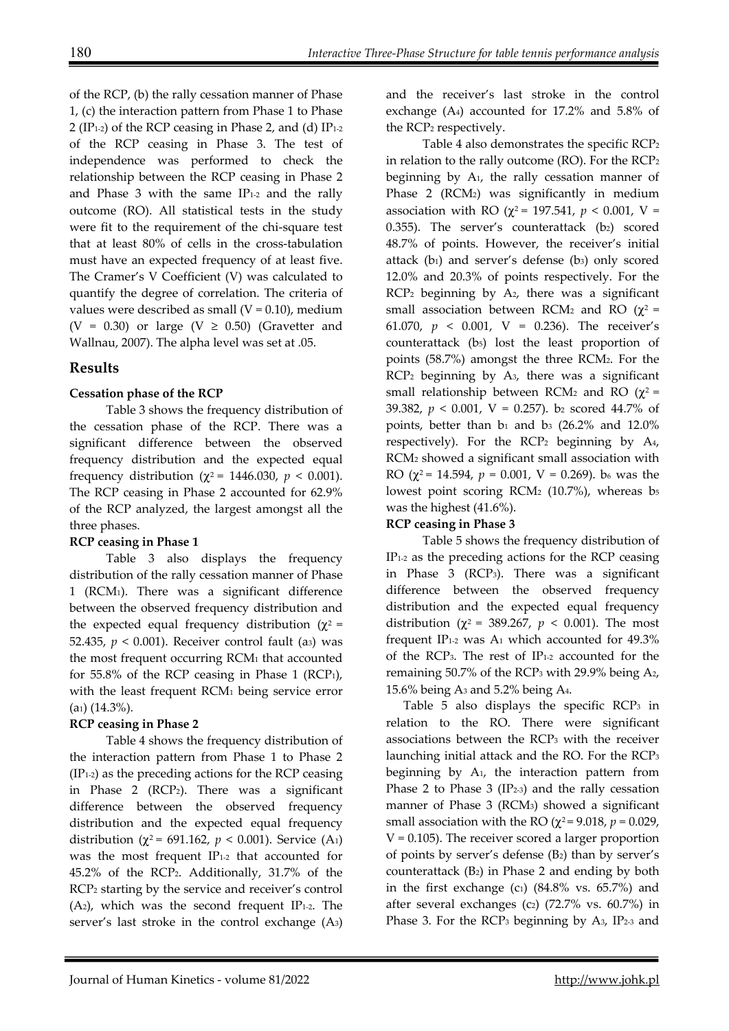of the RCP, (b) the rally cessation manner of Phase 1, (c) the interaction pattern from Phase 1 to Phase 2 ($IP_{1\text{-}2}$) of the RCP ceasing in Phase 2, and (d) $IP_{1\text{-}2}$ of the RCP ceasing in Phase 3. The test of independence was performed to check the relationship between the RCP ceasing in Phase 2 and Phase 3 with the same $IP_{1\text{-}2}$ and the rally outcome (RO). All statistical tests in the study were fit to the requirement of the chi-square test that at least 80% of cells in the cross-tabulation must have an expected frequency of at least five. The Cramer's V Coefficient (V) was calculated to quantify the degree of correlation. The criteria of values were described as small ($V = 0.10$), medium ($V = 0.30$) or large ($V \geq 0.50$) (Gravetter and Wallnau, 2007). The alpha level was set at .05.

## Results

### Cessation phase of the RCP

Table 3 shows the frequency distribution of the cessation phase of the RCP. There was a significant difference between the observed frequency distribution and the expected equal frequency distribution ($\chi^2 = 1446.030$, $p < 0.001$). The RCP ceasing in Phase 2 accounted for 62.9% of the RCP analyzed, the largest amongst all the three phases.

### RCP ceasing in Phase 1

Table 3 also displays the frequency distribution of the rally cessation manner of Phase 1 ($RCM_1$). There was a significant difference between the observed frequency distribution and the expected equal frequency distribution ($\chi^2 = 52.435$, $p < 0.001$). Receiver control fault ($a_3$) was the most frequent occurring $RCM_1$ that accounted for 55.8% of the RCP ceasing in Phase 1 ($RCP_1$), with the least frequent $RCM_1$ being service error ($a_1$) (14.3%).

### RCP ceasing in Phase 2

Table 4 shows the frequency distribution of the interaction pattern from Phase 1 to Phase 2 ($IP_{1\text{-}2}$) as the preceding actions for the RCP ceasing in Phase 2 ($RCP_2$). There was a significant difference between the observed frequency distribution and the expected equal frequency distribution ($\chi^2 = 691.162$, $p < 0.001$). Service ($A_1$) was the most frequent $IP_{1\text{-}2}$ that accounted for 45.2% of the $RCP_2$. Additionally, 31.7% of the $RCP_2$ starting by the service and receiver's control ($A_2$), which was the second frequent $IP_{1\text{-}2}$. The server's last stroke in the control exchange ($A_3$) and the receiver's last stroke in the control exchange ($A_4$) accounted for 17.2% and 5.8% of the $RCP_2$ respectively.

Table 4 also demonstrates the specific $RCP_2$ in relation to the rally outcome (RO). For the $RCP_2$ beginning by $A_1$, the rally cessation manner of Phase 2 ($RCM_2$) was significantly in medium association with RO ($\chi^2 = 197.541$, $p < 0.001$, $V = 0.355$). The server's counterattack ($b_2$) scored 48.7% of points. However, the receiver's initial attack ($b_1$) and server's defense ($b_3$) only scored 12.0% and 20.3% of points respectively. For the $RCP_2$ beginning by $A_2$, there was a significant small association between $RCM_2$ and RO ($\chi^2 = 61.070$, $p < 0.001$, $V = 0.236$). The receiver's counterattack ($b_5$) lost the least proportion of points (58.7%) amongst the three $RCM_2$. For the $RCP_2$ beginning by $A_3$, there was a significant small relationship between $RCM_2$ and RO ($\chi^2 = 39.382$, $p < 0.001$, $V = 0.257$). $b_2$ scored 44.7% of points, better than $b_1$ and $b_3$ (26.2% and 12.0% respectively). For the $RCP_2$ beginning by $A_4$, $RCM_2$ showed a significant small association with RO ($\chi^2 = 14.594$, $p = 0.001$, $V = 0.269$). $b_6$ was the lowest point scoring $RCM_2$ (10.7%), whereas $b_5$ was the highest (41.6%).

### RCP ceasing in Phase 3

Table 5 shows the frequency distribution of $IP_{1\text{-}2}$ as the preceding actions for the RCP ceasing in Phase 3 ($RCP_3$). There was a significant difference between the observed frequency distribution and the expected equal frequency distribution ($\chi^2 = 389.267$, $p < 0.001$). The most frequent $IP_{1\text{-}2}$ was $A_1$ which accounted for 49.3% of the $RCP_3$. The rest of $IP_{1\text{-}2}$ accounted for the remaining 50.7% of the $RCP_3$ with 29.9% being $A_2$, 15.6% being $A_3$ and 5.2% being $A_4$.

Table 5 also displays the specific $RCP_3$ in relation to the RO. There were significant associations between the $RCP_3$ with the receiver launching initial attack and the RO. For the $RCP_3$ beginning by $A_1$, the interaction pattern from Phase 2 to Phase 3 ($IP_{2\text{-}3}$) and the rally cessation manner of Phase 3 ($RCM_3$) showed a significant small association with the RO ($\chi^2 = 9.018$, $p = 0.029$, $V = 0.105$). The receiver scored a larger proportion of points by server's defense ($B_2$) than by server's counterattack ($B_2$) in Phase 2 and ending by both in the first exchange ($c_1$) (84.8% vs. 65.7%) and after several exchanges ($c_2$) (72.7% vs. 60.7%) in Phase 3. For the $RCP_3$ beginning by $A_3$, $IP_{2\text{-}3}$ and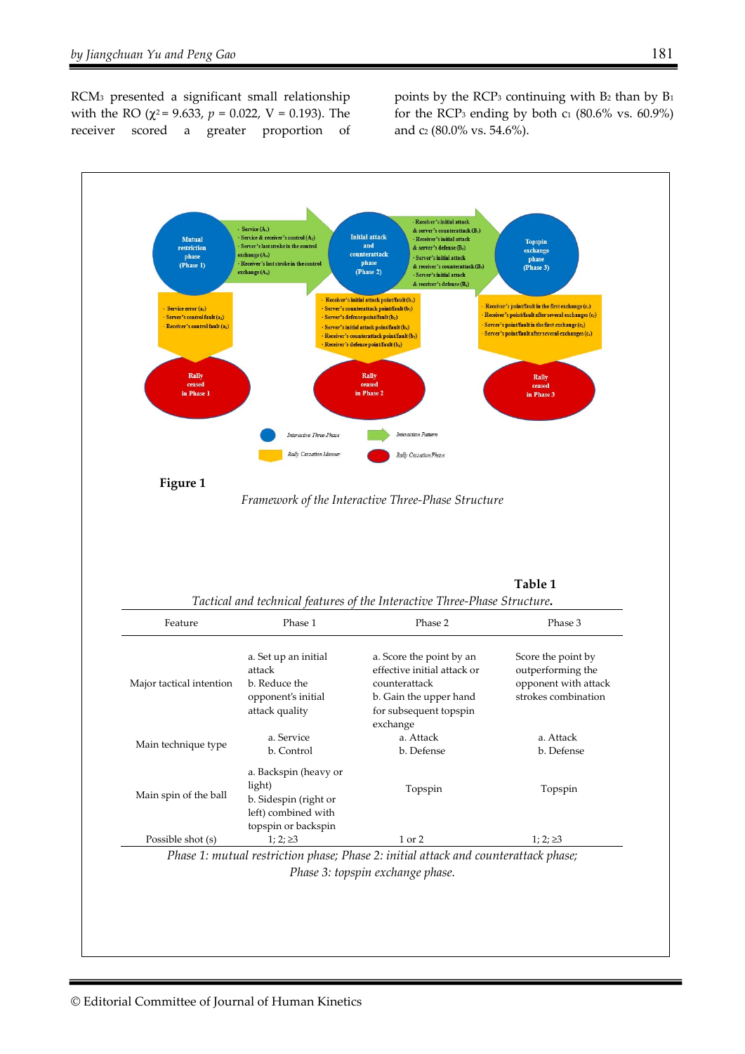$RCM_3$ presented a significant small relationship with the RO ($\chi^2 = 9.633$, $p = 0.022$, $V = 0.193$). The receiver scored a greater proportion of points by the $RCP_3$ continuing with $B_2$ than by $B_1$ for the $RCP_3$ ending by both $c_1$ (80.6% vs. 60.9%) and $c_2$ (80.0% vs. 54.6%).

**Figure 1**

*Framework of the Interactive Three-Phase Structure*

**Table 1**

*Tactical and technical features of the Interactive Three-Phase Structure.*

| Feature | Phase 1 | Phase 2 | Phase 3 |
|---|---|---|---|
| Major tactical intention | a. Set up an initial attack<br>b. Reduce the opponent's initial attack quality | a. Score the point by an effective initial attack or counterattack<br>b. Gain the upper hand for subsequent topspin exchange | Score the point by outperforming the opponent with attack strokes combination |
| Main technique type | a. Service<br>b. Control | a. Attack<br>b. Defense | a. Attack<br>b. Defense |
| Main spin of the ball | a. Backspin (heavy or light)<br>b. Sidespin (right or left) combined with topspin or backspin | Topspin | Topspin |
| Possible shot (s) | 1; 2; ≥3 | 1 or 2 | 1; 2; ≥3 |

*Phase 1: mutual restriction phase; Phase 2: initial attack and counterattack phase; Phase 3: topspin exchange phase.*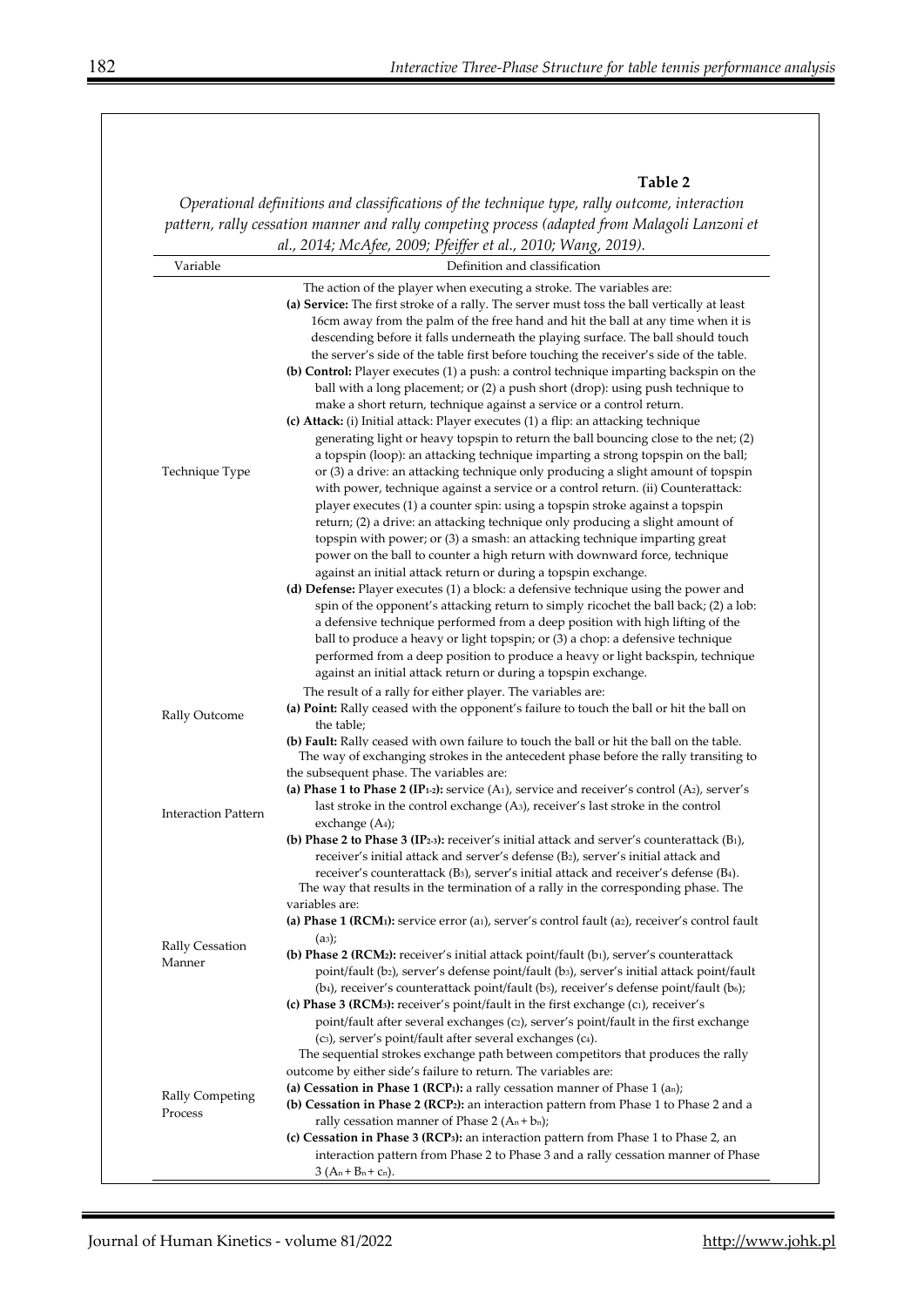**Table 2**

*Operational definitions and classifications of the technique type, rally outcome, interaction pattern, rally cessation manner and rally competing process (adapted from Malagoli Lanzoni et al., 2014; McAfee, 2009; Pfeiffer et al., 2010; Wang, 2019).*

| Variable | Definition and classification |
|---|---|
| Technique Type | The action of the player when executing a stroke. The variables are: **(a) Service:** The first stroke of a rally. The server must toss the ball vertically at least 16cm away from the palm of the free hand and hit the ball at any time when it is descending before it falls underneath the playing surface. The ball should touch the server's side of the table first before touching the receiver's side of the table. **(b) Control:** Player executes (1) a push: a control technique imparting backspin on the ball with a long placement; or (2) a push short (drop): using push technique to make a short return, technique against a service or a control return. **(c) Attack:** (i) Initial attack: Player executes (1) a flip: an attacking technique generating light or heavy topspin to return the ball bouncing close to the net; (2) a topspin (loop): an attacking technique imparting a strong topspin on the ball; or (3) a drive: an attacking technique only producing a slight amount of topspin with power, technique against a service or a control return. (ii) Counterattack: player executes (1) a counter spin: using a topspin stroke against a topspin return; (2) a drive: an attacking technique only producing a slight amount of topspin with power; or (3) a smash: an attacking technique imparting great power on the ball to counter a high return with downward force, technique against an initial attack return or during a topspin exchange. **(d) Defense:** Player executes (1) a block: a defensive technique using the power and spin of the opponent's attacking return to simply ricochet the ball back; (2) a lob: a defensive technique performed from a deep position with high lifting of the ball to produce a heavy or light topspin; or (3) a chop: a defensive technique performed from a deep position to produce a heavy or light backspin, technique against an initial attack return or during a topspin exchange. |
| Rally Outcome | The result of a rally for either player. The variables are: **(a) Point:** Rally ceased with the opponent's failure to touch the ball or hit the ball on the table; **(b) Fault:** Rally ceased with own failure to touch the ball or hit the ball on the table. |
| Interaction Pattern | The way of exchanging strokes in the antecedent phase before the rally transiting to the subsequent phase. The variables are: **(a) Phase 1 to Phase 2 ($IP_{1\text{-}2}$):** service ($A_1$), service and receiver's control ($A_2$), server's last stroke in the control exchange ($A_3$), receiver's last stroke in the control exchange ($A_4$); **(b) Phase 2 to Phase 3 ($IP_{2\text{-}3}$):** receiver's initial attack and server's counterattack ($B_1$), receiver's initial attack and server's defense ($B_2$), server's initial attack and receiver's counterattack ($B_3$), server's initial attack and receiver's defense ($B_4$). |
| Rally Cessation Manner | The way that results in the termination of a rally in the corresponding phase. The variables are: **(a) Phase 1 ($RCM_1$):** service error ($a_1$), server's control fault ($a_2$), receiver's control fault ($a_3$); **(b) Phase 2 ($RCM_2$):** receiver's initial attack point/fault ($b_1$), server's counterattack point/fault ($b_2$), server's defense point/fault ($b_3$), server's initial attack point/fault ($b_4$), receiver's counterattack point/fault ($b_5$), receiver's defense point/fault ($b_6$); **(c) Phase 3 ($RCM_3$):** receiver's point/fault in the first exchange ($c_1$), receiver's point/fault after several exchanges ($c_2$), server's point/fault in the first exchange ($c_3$), server's point/fault after several exchanges ($c_4$). |
| Rally Competing Process | The sequential strokes exchange path between competitors that produces the rally outcome by either side's failure to return. The variables are: **(a) Cessation in Phase 1 ($RCP_1$):** a rally cessation manner of Phase 1 ($a_n$); **(b) Cessation in Phase 2 ($RCP_2$):** an interaction pattern from Phase 1 to Phase 2 and a rally cessation manner of Phase 2 ($A_n + b_n$); **(c) Cessation in Phase 3 ($RCP_3$):** an interaction pattern from Phase 1 to Phase 2, an interaction pattern from Phase 2 to Phase 3 and a rally cessation manner of Phase 3 ($A_n + B_n + c_n$). |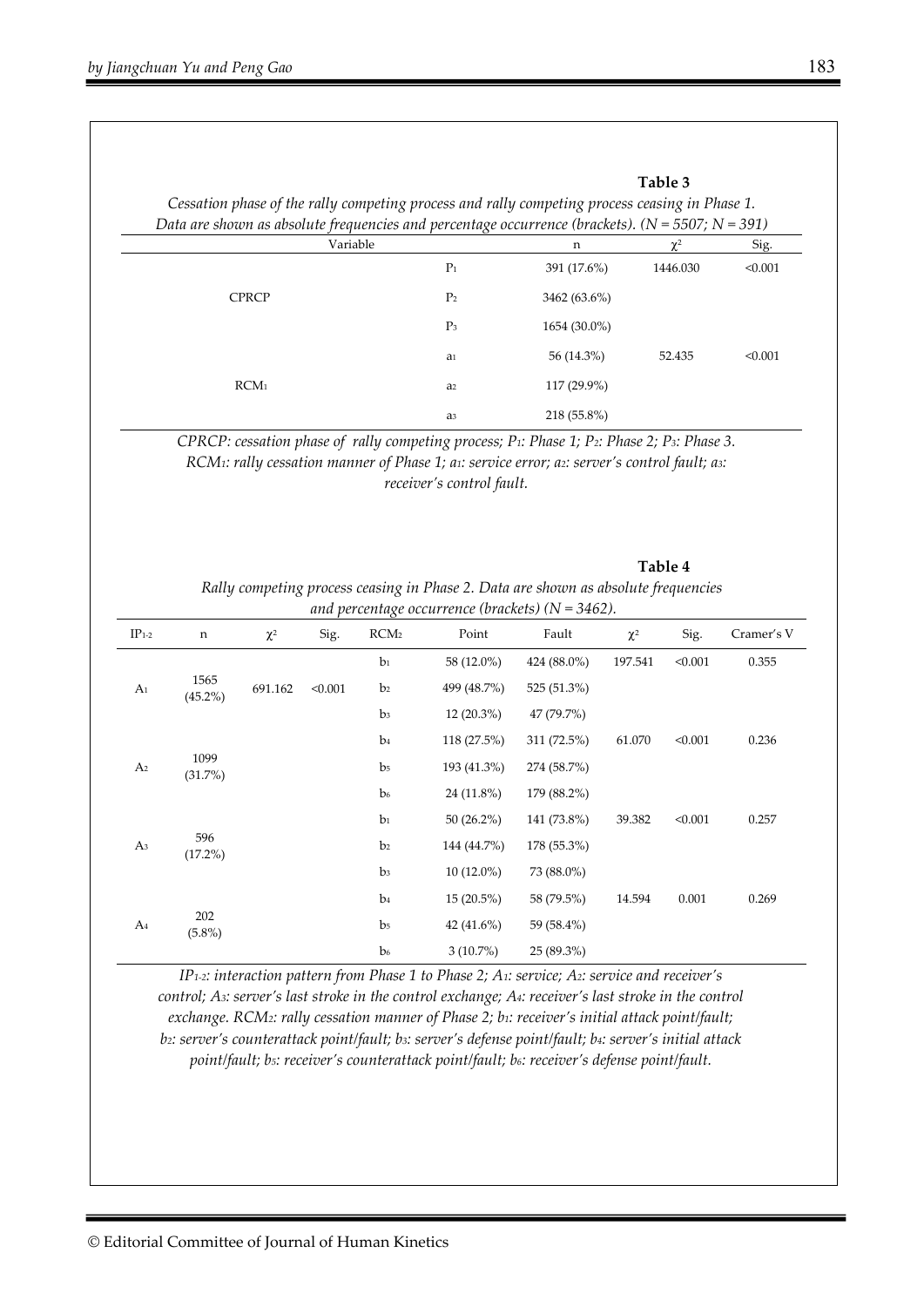**Table 3**

*Cessation phase of the rally competing process and rally competing process ceasing in Phase 1. Data are shown as absolute frequencies and percentage occurrence (brackets). (N = 5507; N = 391)*

| Variable | | n | $\chi^2$ | Sig. |
|---|---|---|---|---|
| CPRCP | $P_1$ | 391 (17.6%) | 1446.030 | <0.001 |
| | $P_2$ | 3462 (63.6%) | | |
| | $P_3$ | 1654 (30.0%) | | |
| $RCM_1$ | $a_1$ | 56 (14.3%) | 52.435 | <0.001 |
| | $a_2$ | 117 (29.9%) | | |
| | $a_3$ | 218 (55.8%) | | |

*CPRCP: cessation phase of rally competing process; $P_1$: Phase 1; $P_2$: Phase 2; $P_3$: Phase 3. $RCM_1$: rally cessation manner of Phase 1; $a_1$: service error; $a_2$: server's control fault; $a_3$: receiver's control fault.*

**Table 4**

*Rally competing process ceasing in Phase 2. Data are shown as absolute frequencies and percentage occurrence (brackets) (N = 3462).*

| $IP_{1\text{-}2}$ | n | $\chi^2$ | Sig. | $RCM_2$ | Point | Fault | $\chi^2$ | Sig. | Cramer's V |
|---|---|---|---|---|---|---|---|---|---|
| $A_1$ | 1565 (45.2%) | 691.162 | <0.001 | $b_1$ | 58 (12.0%) | 424 (88.0%) | 197.541 | <0.001 | 0.355 |
| | | | | $b_2$ | 499 (48.7%) | 525 (51.3%) | | | |
| | | | | $b_3$ | 12 (20.3%) | 47 (79.7%) | | | |
| $A_2$ | 1099 (31.7%) | | | $b_4$ | 118 (27.5%) | 311 (72.5%) | 61.070 | <0.001 | 0.236 |
| | | | | $b_5$ | 193 (41.3%) | 274 (58.7%) | | | |
| | | | | $b_6$ | 24 (11.8%) | 179 (88.2%) | | | |
| $A_3$ | 596 (17.2%) | | | $b_1$ | 50 (26.2%) | 141 (73.8%) | 39.382 | <0.001 | 0.257 |
| | | | | $b_2$ | 144 (44.7%) | 178 (55.3%) | | | |
| | | | | $b_3$ | 10 (12.0%) | 73 (88.0%) | | | |
| $A_4$ | 202 (5.8%) | | | $b_4$ | 15 (20.5%) | 58 (79.5%) | 14.594 | 0.001 | 0.269 |
| | | | | $b_5$ | 42 (41.6%) | 59 (58.4%) | | | |
| | | | | $b_6$ | 3 (10.7%) | 25 (89.3%) | | | |

*$IP_{1\text{-}2}$: interaction pattern from Phase 1 to Phase 2; $A_1$: service; $A_2$: service and receiver's control; $A_3$: server's last stroke in the control exchange; $A_4$: receiver's last stroke in the control exchange. $RCM_2$: rally cessation manner of Phase 2; $b_1$: receiver's initial attack point/fault; $b_2$: server's counterattack point/fault; $b_3$: server's defense point/fault; $b_4$: server's initial attack point/fault; $b_5$: receiver's counterattack point/fault; $b_6$: receiver's defense point/fault.*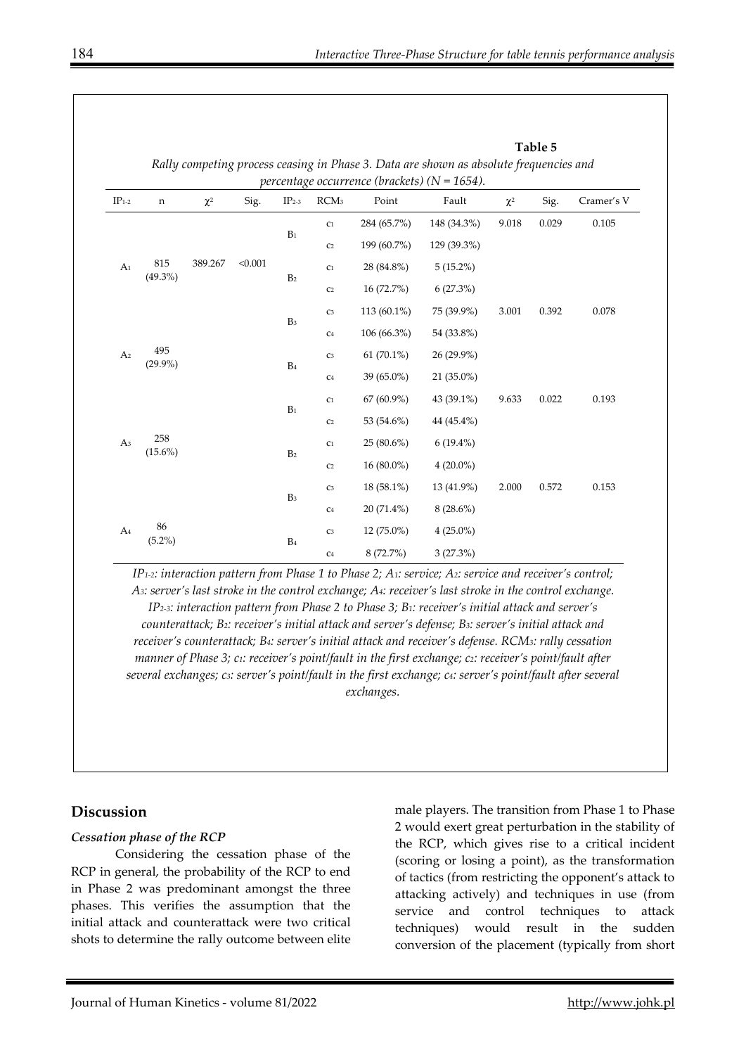**Table 5**

*Rally competing process ceasing in Phase 3. Data are shown as absolute frequencies and percentage occurrence (brackets) (N = 1654).*

| $IP_{1\text{-}2}$ | n | $\chi^2$ | Sig. | $IP_{2\text{-}3}$ | $RCM_3$ | Point | Fault | $\chi^2$ | Sig. | Cramer's V |
|---|---|---|---|---|---|---|---|---|---|---|
| $A_1$ | 815 (49.3%) | 389.267 | <0.001 | $B_1$ | $c_1$ | 284 (65.7%) | 148 (34.3%) | 9.018 | 0.029 | 0.105 |
| | | | | | $c_2$ | 199 (60.7%) | 129 (39.3%) | | | |
| | | | | $B_2$ | $c_1$ | 28 (84.8%) | 5 (15.2%) | | | |
| | | | | | $c_2$ | 16 (72.7%) | 6 (27.3%) | | | |
| $A_2$ | 495 (29.9%) | | | $B_3$ | $c_3$ | 113 (60.1%) | 75 (39.9%) | 3.001 | 0.392 | 0.078 |
| | | | | | $c_4$ | 106 (66.3%) | 54 (33.8%) | | | |
| | | | | $B_4$ | $c_3$ | 61 (70.1%) | 26 (29.9%) | | | |
| | | | | | $c_4$ | 39 (65.0%) | 21 (35.0%) | | | |
| $A_3$ | 258 (15.6%) | | | $B_1$ | $c_1$ | 67 (60.9%) | 43 (39.1%) | 9.633 | 0.022 | 0.193 |
| | | | | | $c_2$ | 53 (54.6%) | 44 (45.4%) | | | |
| | | | | $B_2$ | $c_1$ | 25 (80.6%) | 6 (19.4%) | | | |
| | | | | | $c_2$ | 16 (80.0%) | 4 (20.0%) | | | |
| $A_4$ | 86 (5.2%) | | | $B_3$ | $c_3$ | 18 (58.1%) | 13 (41.9%) | 2.000 | 0.572 | 0.153 |
| | | | | | $c_4$ | 20 (71.4%) | 8 (28.6%) | | | |
| | | | | $B_4$ | $c_3$ | 12 (75.0%) | 4 (25.0%) | | | |
| | | | | | $c_4$ | 8 (72.7%) | 3 (27.3%) | | | |

*$IP_{1\text{-}2}$: interaction pattern from Phase 1 to Phase 2; $A_1$: service; $A_2$: service and receiver's control; $A_3$: server's last stroke in the control exchange; $A_4$: receiver's last stroke in the control exchange. $IP_{2\text{-}3}$: interaction pattern from Phase 2 to Phase 3; $B_1$: receiver's initial attack and server's counterattack; $B_2$: receiver's initial attack and server's defense; $B_3$: server's initial attack and receiver's counterattack; $B_4$: server's initial attack and receiver's defense. $RCM_3$: rally cessation manner of Phase 3; $c_1$: receiver's point/fault in the first exchange; $c_2$: receiver's point/fault after several exchanges; $c_3$: server's point/fault in the first exchange; $c_4$: server's point/fault after several exchanges.*

## Discussion

### *Cessation phase of the RCP*

Considering the cessation phase of the RCP in general, the probability of the RCP to end in Phase 2 was predominant amongst the three phases. This verifies the assumption that the initial attack and counterattack were two critical shots to determine the rally outcome between elite male players. The transition from Phase 1 to Phase 2 would exert great perturbation in the stability of the RCP, which gives rise to a critical incident (scoring or losing a point), as the transformation of tactics (from restricting the opponent's attack to attacking actively) and techniques in use (from service and control techniques to attack techniques) would result in the sudden conversion of the placement (typically from short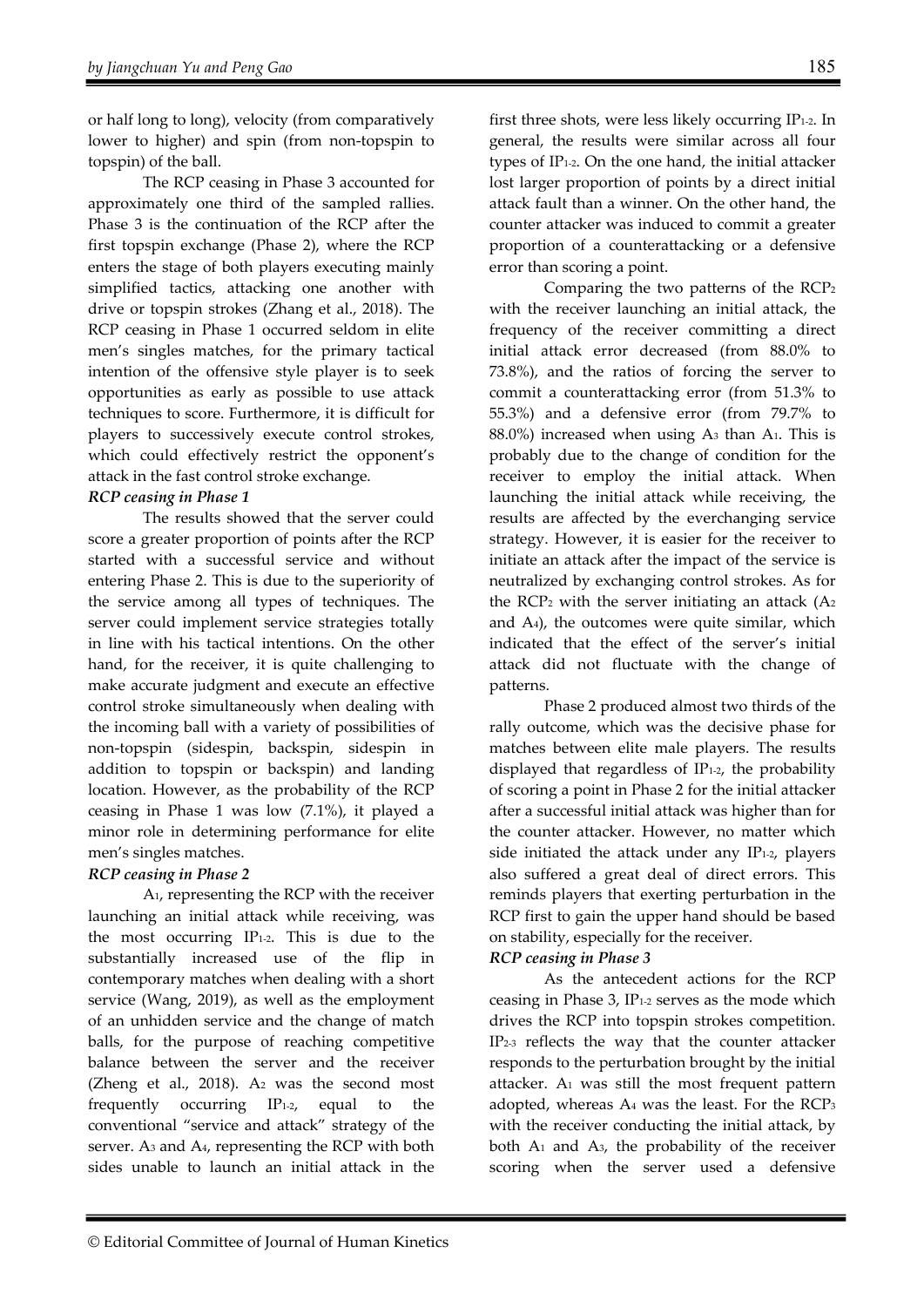or half long to long), velocity (from comparatively lower to higher) and spin (from non-topspin to topspin) of the ball.

The RCP ceasing in Phase 3 accounted for approximately one third of the sampled rallies. Phase 3 is the continuation of the RCP after the first topspin exchange (Phase 2), where the RCP enters the stage of both players executing mainly simplified tactics, attacking one another with drive or topspin strokes (Zhang et al., 2018). The RCP ceasing in Phase 1 occurred seldom in elite men's singles matches, for the primary tactical intention of the offensive style player is to seek opportunities as early as possible to use attack techniques to score. Furthermore, it is difficult for players to successively execute control strokes, which could effectively restrict the opponent's attack in the fast control stroke exchange.

***RCP ceasing in Phase 1***

The results showed that the server could score a greater proportion of points after the RCP started with a successful service and without entering Phase 2. This is due to the superiority of the service among all types of techniques. The server could implement service strategies totally in line with his tactical intentions. On the other hand, for the receiver, it is quite challenging to make accurate judgment and execute an effective control stroke simultaneously when dealing with the incoming ball with a variety of possibilities of non-topspin (sidespin, backspin, sidespin in addition to topspin or backspin) and landing location. However, as the probability of the RCP ceasing in Phase 1 was low (7.1%), it played a minor role in determining performance for elite men's singles matches.

***RCP ceasing in Phase 2***

$A_1$, representing the RCP with the receiver launching an initial attack while receiving, was the most occurring $IP_{1\text{-}2}$. This is due to the substantially increased use of the flip in contemporary matches when dealing with a short service (Wang, 2019), as well as the employment of an unhidden service and the change of match balls, for the purpose of reaching competitive balance between the server and the receiver (Zheng et al., 2018). $A_2$ was the second most frequently occurring $IP_{1\text{-}2}$, equal to the conventional "service and attack" strategy of the server. $A_3$ and $A_4$, representing the RCP with both sides unable to launch an initial attack in the first three shots, were less likely occurring $IP_{1\text{-}2}$. In general, the results were similar across all four types of $IP_{1\text{-}2}$. On the one hand, the initial attacker lost larger proportion of points by a direct initial attack fault than a winner. On the other hand, the counter attacker was induced to commit a greater proportion of a counterattacking or a defensive error than scoring a point.

Comparing the two patterns of the $RCP_2$ with the receiver launching an initial attack, the frequency of the receiver committing a direct initial attack error decreased (from 88.0% to 73.8%), and the ratios of forcing the server to commit a counterattacking error (from 51.3% to 55.3%) and a defensive error (from 79.7% to 88.0%) increased when using $A_3$ than $A_1$. This is probably due to the change of condition for the receiver to employ the initial attack. When launching the initial attack while receiving, the results are affected by the everchanging service strategy. However, it is easier for the receiver to initiate an attack after the impact of the service is neutralized by exchanging control strokes. As for the $RCP_2$ with the server initiating an attack ($A_2$ and $A_4$), the outcomes were quite similar, which indicated that the effect of the server's initial attack did not fluctuate with the change of patterns.

Phase 2 produced almost two thirds of the rally outcome, which was the decisive phase for matches between elite male players. The results displayed that regardless of $IP_{1\text{-}2}$, the probability of scoring a point in Phase 2 for the initial attacker after a successful initial attack was higher than for the counter attacker. However, no matter which side initiated the attack under any $IP_{1\text{-}2}$, players also suffered a great deal of direct errors. This reminds players that exerting perturbation in the RCP first to gain the upper hand should be based on stability, especially for the receiver.

***RCP ceasing in Phase 3***

As the antecedent actions for the RCP ceasing in Phase 3, $IP_{1\text{-}2}$ serves as the mode which drives the RCP into topspin strokes competition. $IP_{2\text{-}3}$ reflects the way that the counter attacker responds to the perturbation brought by the initial attacker. $A_1$ was still the most frequent pattern adopted, whereas $A_4$ was the least. For the $RCP_3$ with the receiver conducting the initial attack, by both $A_1$ and $A_3$, the probability of the receiver scoring when the server used a defensive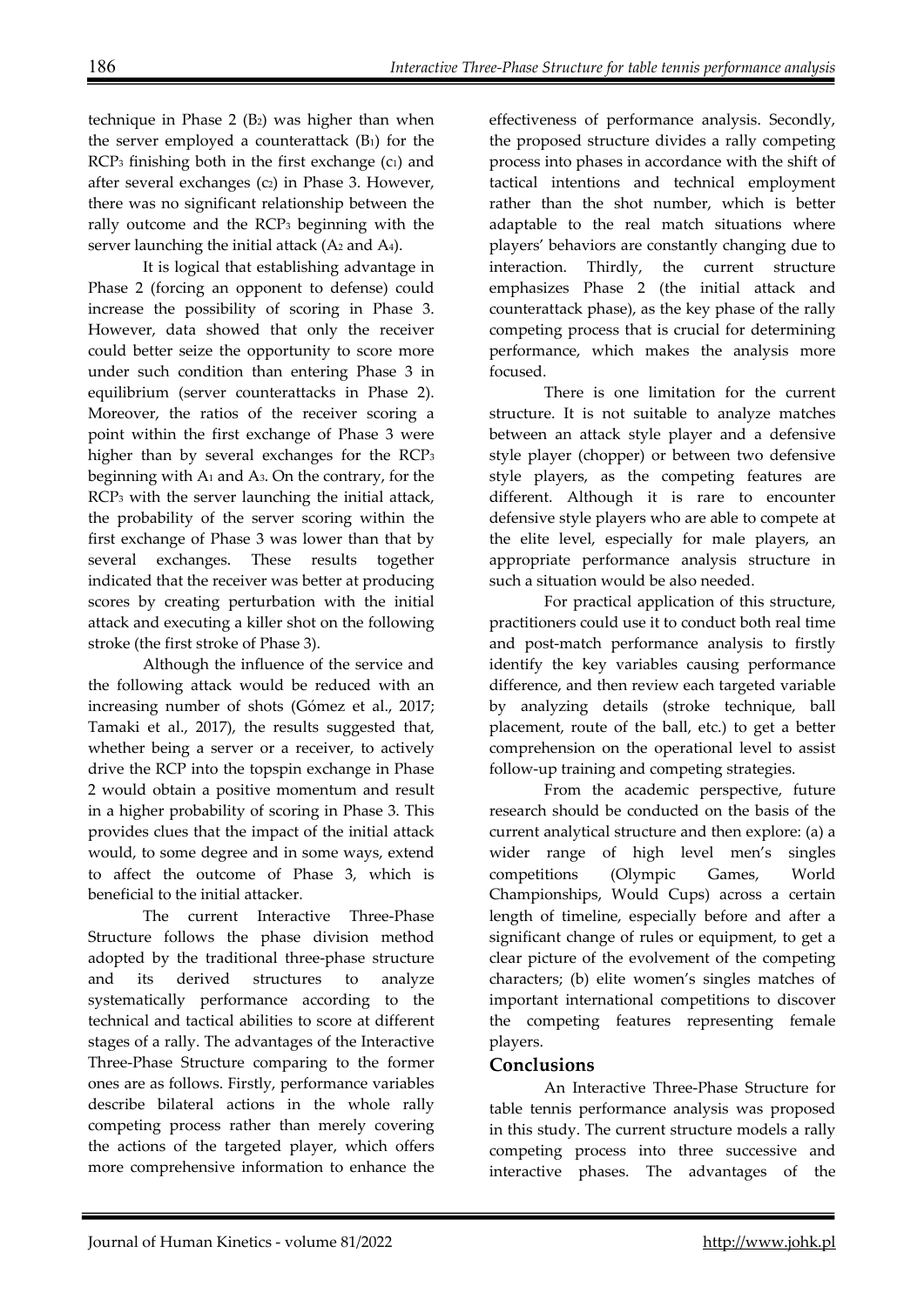technique in Phase 2 ($B_2$) was higher than when the server employed a counterattack ($B_1$) for the $RCP_3$ finishing both in the first exchange ($c_1$) and after several exchanges ($c_2$) in Phase 3. However, there was no significant relationship between the rally outcome and the $RCP_3$ beginning with the server launching the initial attack ($A_2$ and $A_4$).

It is logical that establishing advantage in Phase 2 (forcing an opponent to defense) could increase the possibility of scoring in Phase 3. However, data showed that only the receiver could better seize the opportunity to score more under such condition than entering Phase 3 in equilibrium (server counterattacks in Phase 2). Moreover, the ratios of the receiver scoring a point within the first exchange of Phase 3 were higher than by several exchanges for the $RCP_3$ beginning with $A_1$ and $A_3$. On the contrary, for the $RCP_3$ with the server launching the initial attack, the probability of the server scoring within the first exchange of Phase 3 was lower than that by several exchanges. These results together indicated that the receiver was better at producing scores by creating perturbation with the initial attack and executing a killer shot on the following stroke (the first stroke of Phase 3).

Although the influence of the service and the following attack would be reduced with an increasing number of shots (Gómez et al., 2017; Tamaki et al., 2017), the results suggested that, whether being a server or a receiver, to actively drive the RCP into the topspin exchange in Phase 2 would obtain a positive momentum and result in a higher probability of scoring in Phase 3. This provides clues that the impact of the initial attack would, to some degree and in some ways, extend to affect the outcome of Phase 3, which is beneficial to the initial attacker.

The current Interactive Three-Phase Structure follows the phase division method adopted by the traditional three-phase structure and its derived structures to analyze systematically performance according to the technical and tactical abilities to score at different stages of a rally. The advantages of the Interactive Three-Phase Structure comparing to the former ones are as follows. Firstly, performance variables describe bilateral actions in the whole rally competing process rather than merely covering the actions of the targeted player, which offers more comprehensive information to enhance the effectiveness of performance analysis. Secondly, the proposed structure divides a rally competing process into phases in accordance with the shift of tactical intentions and technical employment rather than the shot number, which is better adaptable to the real match situations where players' behaviors are constantly changing due to interaction. Thirdly, the current structure emphasizes Phase 2 (the initial attack and counterattack phase), as the key phase of the rally competing process that is crucial for determining performance, which makes the analysis more focused.

There is one limitation for the current structure. It is not suitable to analyze matches between an attack style player and a defensive style player (chopper) or between two defensive style players, as the competing features are different. Although it is rare to encounter defensive style players who are able to compete at the elite level, especially for male players, an appropriate performance analysis structure in such a situation would be also needed.

For practical application of this structure, practitioners could use it to conduct both real time and post-match performance analysis to firstly identify the key variables causing performance difference, and then review each targeted variable by analyzing details (stroke technique, ball placement, route of the ball, etc.) to get a better comprehension on the operational level to assist follow-up training and competing strategies.

From the academic perspective, future research should be conducted on the basis of the current analytical structure and then explore: (a) a wider range of high level men's singles competitions (Olympic Games, World Championships, Would Cups) across a certain length of timeline, especially before and after a significant change of rules or equipment, to get a clear picture of the evolvement of the competing characters; (b) elite women's singles matches of important international competitions to discover the competing features representing female players.

## Conclusions

An Interactive Three-Phase Structure for table tennis performance analysis was proposed in this study. The current structure models a rally competing process into three successive and interactive phases. The advantages of the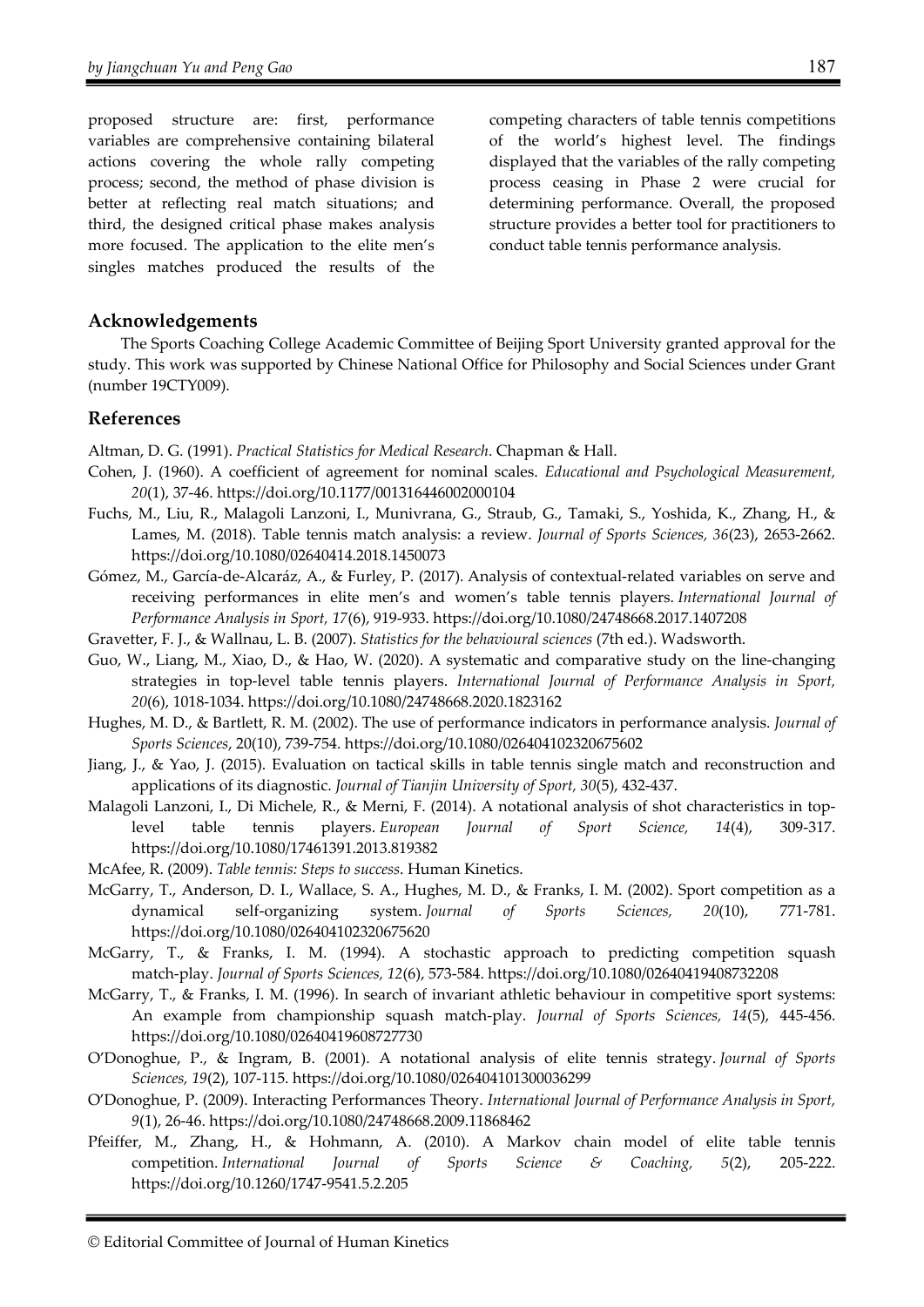proposed structure are: first, performance variables are comprehensive containing bilateral actions covering the whole rally competing process; second, the method of phase division is better at reflecting real match situations; and third, the designed critical phase makes analysis more focused. The application to the elite men's singles matches produced the results of the competing characters of table tennis competitions of the world's highest level. The findings displayed that the variables of the rally competing process ceasing in Phase 2 were crucial for determining performance. Overall, the proposed structure provides a better tool for practitioners to conduct table tennis performance analysis.

## Acknowledgements

The Sports Coaching College Academic Committee of Beijing Sport University granted approval for the study. This work was supported by Chinese National Office for Philosophy and Social Sciences under Grant (number 19CTY009).

## References

Altman, D. G. (1991). *Practical Statistics for Medical Research*. Chapman & Hall.

Cohen, J. (1960). A coefficient of agreement for nominal scales. *Educational and Psychological Measurement, 20*(1), 37-46. https://doi.org/10.1177/001316446002000104

Fuchs, M., Liu, R., Malagoli Lanzoni, I., Munivrana, G., Straub, G., Tamaki, S., Yoshida, K., Zhang, H., & Lames, M. (2018). Table tennis match analysis: a review. *Journal of Sports Sciences, 36*(23), 2653-2662. https://doi.org/10.1080/02640414.2018.1450073

Gómez, M., García-de-Alcaráz, A., & Furley, P. (2017). Analysis of contextual-related variables on serve and receiving performances in elite men's and women's table tennis players. *International Journal of Performance Analysis in Sport, 17*(6), 919-933. https://doi.org/10.1080/24748668.2017.1407208

Gravetter, F. J., & Wallnau, L. B. (2007). *Statistics for the behavioural sciences* (7th ed.). Wadsworth.

Guo, W., Liang, M., Xiao, D., & Hao, W. (2020). A systematic and comparative study on the line-changing strategies in top-level table tennis players. *International Journal of Performance Analysis in Sport, 20*(6), 1018-1034. https://doi.org/10.1080/24748668.2020.1823162

Hughes, M. D., & Bartlett, R. M. (2002). The use of performance indicators in performance analysis. *Journal of Sports Sciences*, 20(10), 739-754. https://doi.org/10.1080/026404102320675602

Jiang, J., & Yao, J. (2015). Evaluation on tactical skills in table tennis single match and reconstruction and applications of its diagnostic. *Journal of Tianjin University of Sport, 30*(5), 432-437.

Malagoli Lanzoni, I., Di Michele, R., & Merni, F. (2014). A notational analysis of shot characteristics in top-level table tennis players. *European Journal of Sport Science, 14*(4), 309-317. https://doi.org/10.1080/17461391.2013.819382

McAfee, R. (2009). *Table tennis: Steps to success*. Human Kinetics.

McGarry, T., Anderson, D. I., Wallace, S. A., Hughes, M. D., & Franks, I. M. (2002). Sport competition as a dynamical self-organizing system. *Journal of Sports Sciences, 20*(10), 771-781. https://doi.org/10.1080/026404102320675620

McGarry, T., & Franks, I. M. (1994). A stochastic approach to predicting competition squash match-play. *Journal of Sports Sciences, 12*(6), 573-584. https://doi.org/10.1080/02640419408732208

McGarry, T., & Franks, I. M. (1996). In search of invariant athletic behaviour in competitive sport systems: An example from championship squash match-play. *Journal of Sports Sciences, 14*(5), 445-456. https://doi.org/10.1080/02640419608727730

O'Donoghue, P., & Ingram, B. (2001). A notational analysis of elite tennis strategy. *Journal of Sports Sciences, 19*(2), 107-115. https://doi.org/10.1080/026404101300036299

O'Donoghue, P. (2009). Interacting Performances Theory. *International Journal of Performance Analysis in Sport, 9*(1), 26-46. https://doi.org/10.1080/24748668.2009.11868462

Pfeiffer, M., Zhang, H., & Hohmann, A. (2010). A Markov chain model of elite table tennis competition. *International Journal of Sports Science & Coaching, 5*(2), 205-222. https://doi.org/10.1260/1747-9541.5.2.205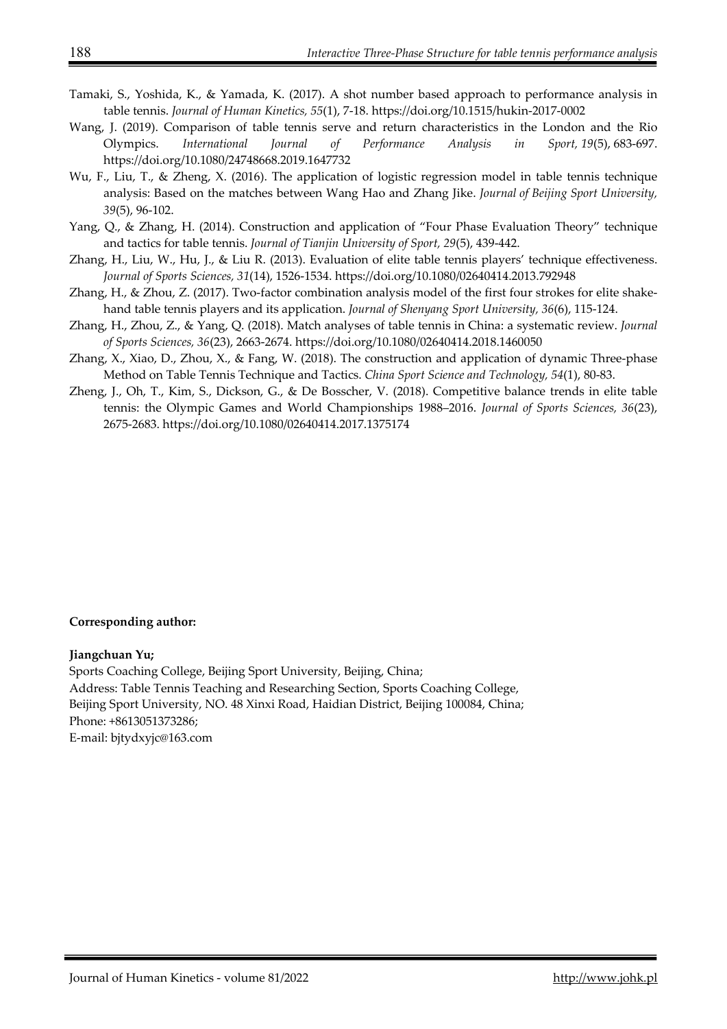Tamaki, S., Yoshida, K., & Yamada, K. (2017). A shot number based approach to performance analysis in table tennis. *Journal of Human Kinetics, 55*(1), 7-18. https://doi.org/10.1515/hukin-2017-0002

Wang, J. (2019). Comparison of table tennis serve and return characteristics in the London and the Rio Olympics. *International Journal of Performance Analysis in Sport, 19*(5), 683-697. https://doi.org/10.1080/24748668.2019.1647732

Wu, F., Liu, T., & Zheng, X. (2016). The application of logistic regression model in table tennis technique analysis: Based on the matches between Wang Hao and Zhang Jike. *Journal of Beijing Sport University, 39*(5), 96-102.

Yang, Q., & Zhang, H. (2014). Construction and application of "Four Phase Evaluation Theory" technique and tactics for table tennis. *Journal of Tianjin University of Sport, 29*(5), 439-442.

Zhang, H., Liu, W., Hu, J., & Liu R. (2013). Evaluation of elite table tennis players' technique effectiveness. *Journal of Sports Sciences, 31*(14), 1526-1534. https://doi.org/10.1080/02640414.2013.792948

Zhang, H., & Zhou, Z. (2017). Two-factor combination analysis model of the first four strokes for elite shake-hand table tennis players and its application. *Journal of Shenyang Sport University, 36*(6), 115-124.

Zhang, H., Zhou, Z., & Yang, Q. (2018). Match analyses of table tennis in China: a systematic review. *Journal of Sports Sciences, 36*(23), 2663-2674. https://doi.org/10.1080/02640414.2018.1460050

Zhang, X., Xiao, D., Zhou, X., & Fang, W. (2018). The construction and application of dynamic Three-phase Method on Table Tennis Technique and Tactics. *China Sport Science and Technology, 54*(1), 80-83.

Zheng, J., Oh, T., Kim, S., Dickson, G., & De Bosscher, V. (2018). Competitive balance trends in elite table tennis: the Olympic Games and World Championships 1988–2016. *Journal of Sports Sciences, 36*(23), 2675-2683. https://doi.org/10.1080/02640414.2017.1375174

**Corresponding author:**

**Jiangchuan Yu;**

Sports Coaching College, Beijing Sport University, Beijing, China;
Address: Table Tennis Teaching and Researching Section, Sports Coaching College, Beijing Sport University, NO. 48 Xinxi Road, Haidian District, Beijing 100084, China;
Phone: +8613051373286;
E-mail: bjtydxyjc@163.com